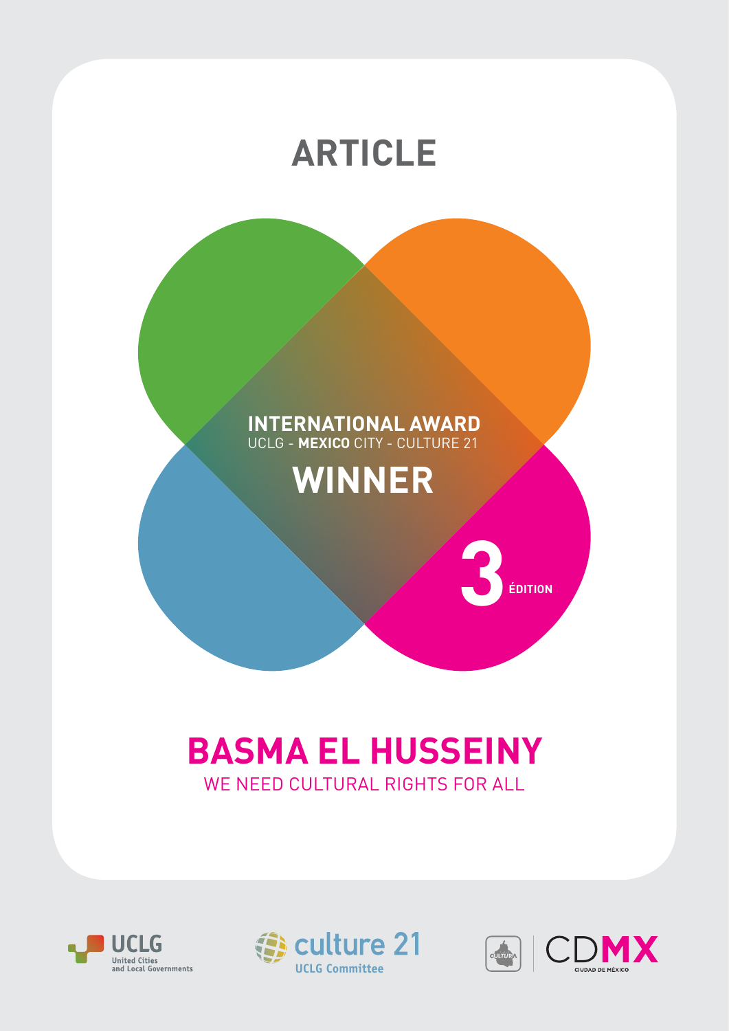# ARTICLE

INTERNATIONAL AWARD
UCLG - **MEXICO** CITY - CULTURE 21

**WINNER**

3 ÉDITION

# BASMA EL HUSSEINY

WE NEED CULTURAL RIGHTS FOR ALL

UCLG United Cities and Local Governments

culture 21 UCLG Committee

CULTURA CDMX CIUDAD DE MÉXICO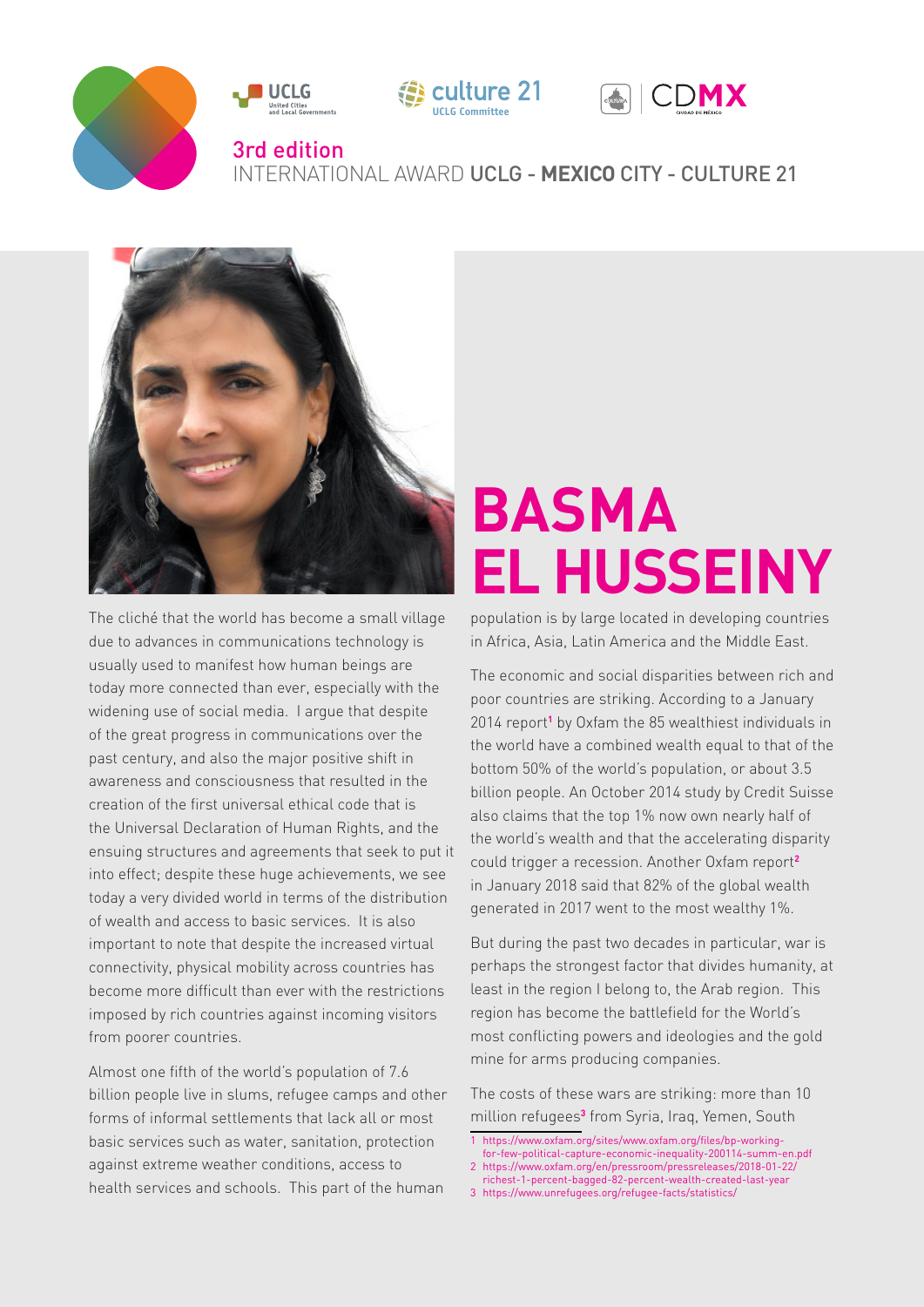3rd edition
INTERNATIONAL AWARD UCLG - **MEXICO** CITY - CULTURE 21

# BASMA EL HUSSEINY

The cliché that the world has become a small village due to advances in communications technology is usually used to manifest how human beings are today more connected than ever, especially with the widening use of social media. I argue that despite of the great progress in communications over the past century, and also the major positive shift in awareness and consciousness that resulted in the creation of the first universal ethical code that is the Universal Declaration of Human Rights, and the ensuing structures and agreements that seek to put it into effect; despite these huge achievements, we see today a very divided world in terms of the distribution of wealth and access to basic services. It is also important to note that despite the increased virtual connectivity, physical mobility across countries has become more difficult than ever with the restrictions imposed by rich countries against incoming visitors from poorer countries.

Almost one fifth of the world's population of 7.6 billion people live in slums, refugee camps and other forms of informal settlements that lack all or most basic services such as water, sanitation, protection against extreme weather conditions, access to health services and schools. This part of the human population is by large located in developing countries in Africa, Asia, Latin America and the Middle East.

The economic and social disparities between rich and poor countries are striking. According to a January 2014 report[1] by Oxfam the 85 wealthiest individuals in the world have a combined wealth equal to that of the bottom 50% of the world's population, or about 3.5 billion people. An October 2014 study by Credit Suisse also claims that the top 1% now own nearly half of the world's wealth and that the accelerating disparity could trigger a recession. Another Oxfam report[2] in January 2018 said that 82% of the global wealth generated in 2017 went to the most wealthy 1%.

But during the past two decades in particular, war is perhaps the strongest factor that divides humanity, at least in the region I belong to, the Arab region. This region has become the battlefield for the World's most conflicting powers and ideologies and the gold mine for arms producing companies.

The costs of these wars are striking: more than 10 million refugees[3] from Syria, Iraq, Yemen, South

1 https://www.oxfam.org/sites/www.oxfam.org/files/bp-working-for-few-political-capture-economic-inequality-200114-summ-en.pdf
2 https://www.oxfam.org/en/pressroom/pressreleases/2018-01-22/richest-1-percent-bagged-82-percent-wealth-created-last-year
3 https://www.unrefugees.org/refugee-facts/statistics/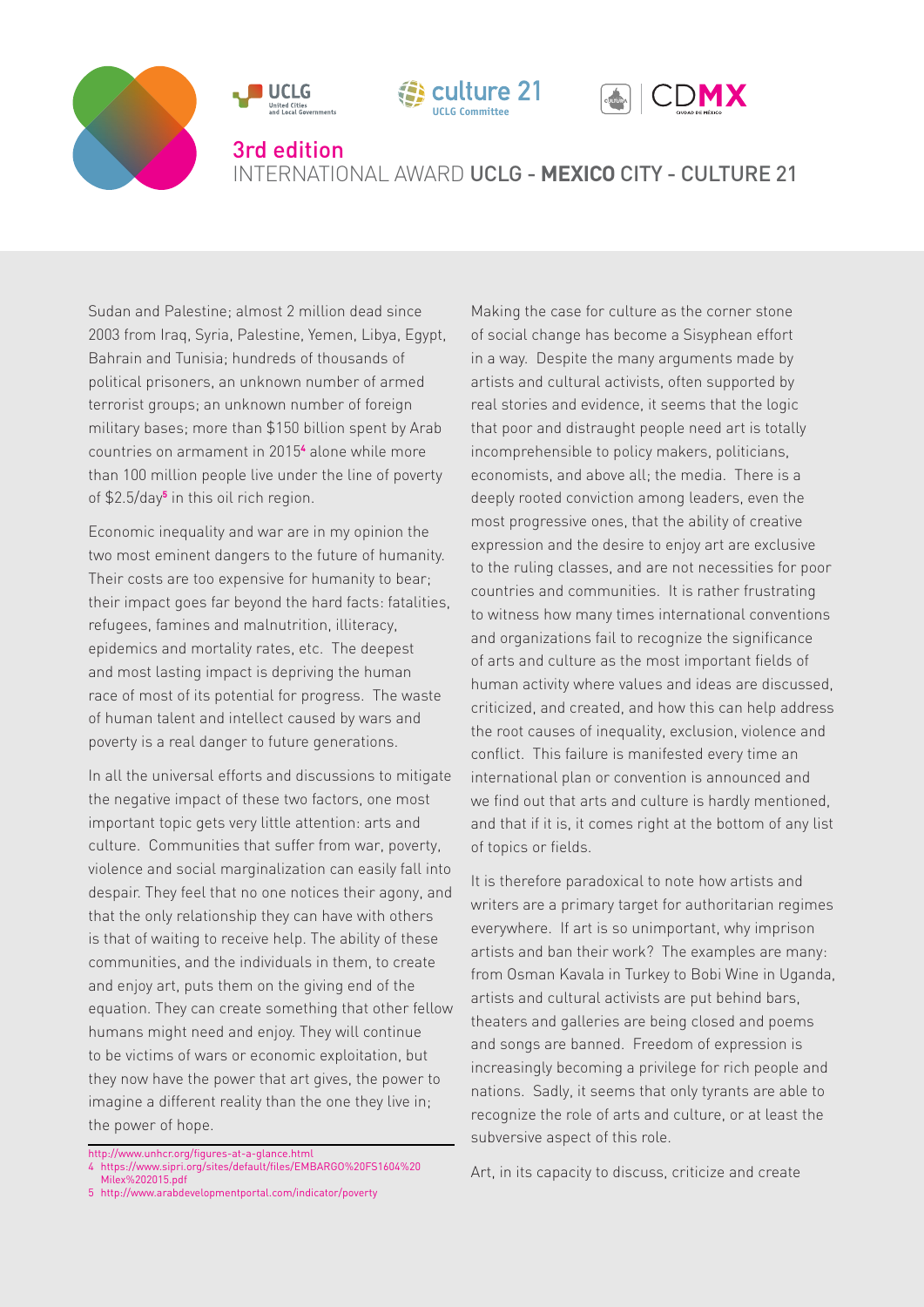Sudan and Palestine; almost 2 million dead since 2003 from Iraq, Syria, Palestine, Yemen, Libya, Egypt, Bahrain and Tunisia; hundreds of thousands of political prisoners, an unknown number of armed terrorist groups; an unknown number of foreign military bases; more than $150 billion spent by Arab countries on armament in 2015[4] alone while more than 100 million people live under the line of poverty of $2.5/day[5] in this oil rich region.

Economic inequality and war are in my opinion the two most eminent dangers to the future of humanity. Their costs are too expensive for humanity to bear; their impact goes far beyond the hard facts: fatalities, refugees, famines and malnutrition, illiteracy, epidemics and mortality rates, etc. The deepest and most lasting impact is depriving the human race of most of its potential for progress. The waste of human talent and intellect caused by wars and poverty is a real danger to future generations.

In all the universal efforts and discussions to mitigate the negative impact of these two factors, one most important topic gets very little attention: arts and culture. Communities that suffer from war, poverty, violence and social marginalization can easily fall into despair. They feel that no one notices their agony, and that the only relationship they can have with others is that of waiting to receive help. The ability of these communities, and the individuals in them, to create and enjoy art, puts them on the giving end of the equation. They can create something that other fellow humans might need and enjoy. They will continue to be victims of wars or economic exploitation, but they now have the power that art gives, the power to imagine a different reality than the one they live in; the power of hope.

Making the case for culture as the corner stone of social change has become a Sisyphean effort in a way. Despite the many arguments made by artists and cultural activists, often supported by real stories and evidence, it seems that the logic that poor and distraught people need art is totally incomprehensible to policy makers, politicians, economists, and above all; the media. There is a deeply rooted conviction among leaders, even the most progressive ones, that the ability of creative expression and the desire to enjoy art are exclusive to the ruling classes, and are not necessities for poor countries and communities. It is rather frustrating to witness how many times international conventions and organizations fail to recognize the significance of arts and culture as the most important fields of human activity where values and ideas are discussed, criticized, and created, and how this can help address the root causes of inequality, exclusion, violence and conflict. This failure is manifested every time an international plan or convention is announced and we find out that arts and culture is hardly mentioned, and that if it is, it comes right at the bottom of any list of topics or fields.

It is therefore paradoxical to note how artists and writers are a primary target for authoritarian regimes everywhere. If art is so unimportant, why imprison artists and ban their work? The examples are many: from Osman Kavala in Turkey to Bobi Wine in Uganda, artists and cultural activists are put behind bars, theaters and galleries are being closed and poems and songs are banned. Freedom of expression is increasingly becoming a privilege for rich people and nations. Sadly, it seems that only tyrants are able to recognize the role of arts and culture, or at least the subversive aspect of this role.

Art, in its capacity to discuss, criticize and create

---

http://www.unhcr.org/figures-at-a-glance.html

4 https://www.sipri.org/sites/default/files/EMBARGO%20FS1604%20Milex%202015.pdf

5 http://www.arabdevelopmentportal.com/indicator/poverty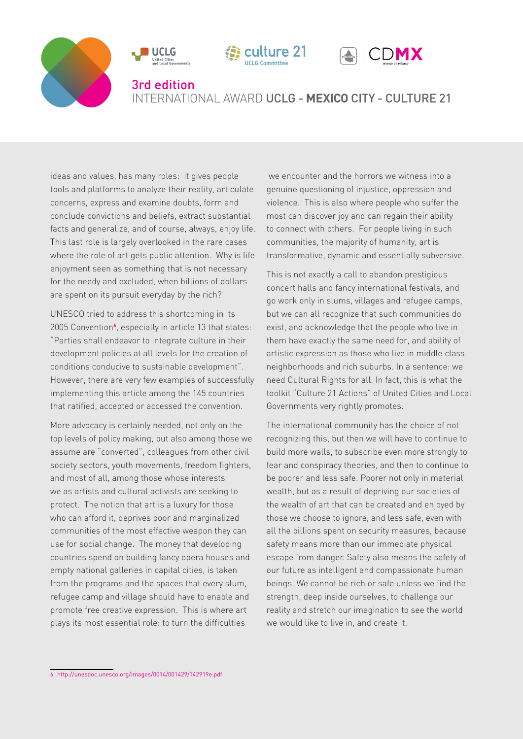ideas and values, has many roles: it gives people tools and platforms to analyze their reality, articulate concerns, express and examine doubts, form and conclude convictions and beliefs, extract substantial facts and generalize, and of course, always, enjoy life. This last role is largely overlooked in the rare cases where the role of art gets public attention. Why is life enjoyment seen as something that is not necessary for the needy and excluded, when billions of dollars are spent on its pursuit everyday by the rich?

UNESCO tried to address this shortcoming in its 2005 Convention[6], especially in article 13 that states: "Parties shall endeavor to integrate culture in their development policies at all levels for the creation of conditions conducive to sustainable development". However, there are very few examples of successfully implementing this article among the 145 countries that ratified, accepted or accessed the convention.

More advocacy is certainly needed, not only on the top levels of policy making, but also among those we assume are "converted", colleagues from other civil society sectors, youth movements, freedom fighters, and most of all, among those whose interests we as artists and cultural activists are seeking to protect. The notion that art is a luxury for those who can afford it, deprives poor and marginalized communities of the most effective weapon they can use for social change. The money that developing countries spend on building fancy opera houses and empty national galleries in capital cities, is taken from the programs and the spaces that every slum, refugee camp and village should have to enable and promote free creative expression. This is where art plays its most essential role: to turn the difficulties we encounter and the horrors we witness into a genuine questioning of injustice, oppression and violence. This is also where people who suffer the most can discover joy and can regain their ability to connect with others. For people living in such communities, the majority of humanity, art is transformative, dynamic and essentially subversive.

This is not exactly a call to abandon prestigious concert halls and fancy international festivals, and go work only in slums, villages and refugee camps, but we can all recognize that such communities do exist, and acknowledge that the people who live in them have exactly the same need for, and ability of artistic expression as those who live in middle class neighborhoods and rich suburbs. In a sentence: we need Cultural Rights for all. In fact, this is what the toolkit "Culture 21 Actions" of United Cities and Local Governments very rightly promotes.

The international community has the choice of not recognizing this, but then we will have to continue to build more walls, to subscribe even more strongly to fear and conspiracy theories, and then to continue to be poorer and less safe. Poorer not only in material wealth, but as a result of depriving our societies of the wealth of art that can be created and enjoyed by those we choose to ignore, and less safe, even with all the billions spent on security measures, because safety means more than our immediate physical escape from danger. Safety also means the safety of our future as intelligent and compassionate human beings. We cannot be rich or safe unless we find the strength, deep inside ourselves, to challenge our reality and stretch our imagination to see the world we would like to live in, and create it.

---

6 http://unesdoc.unesco.org/images/0014/001429/142919e.pdf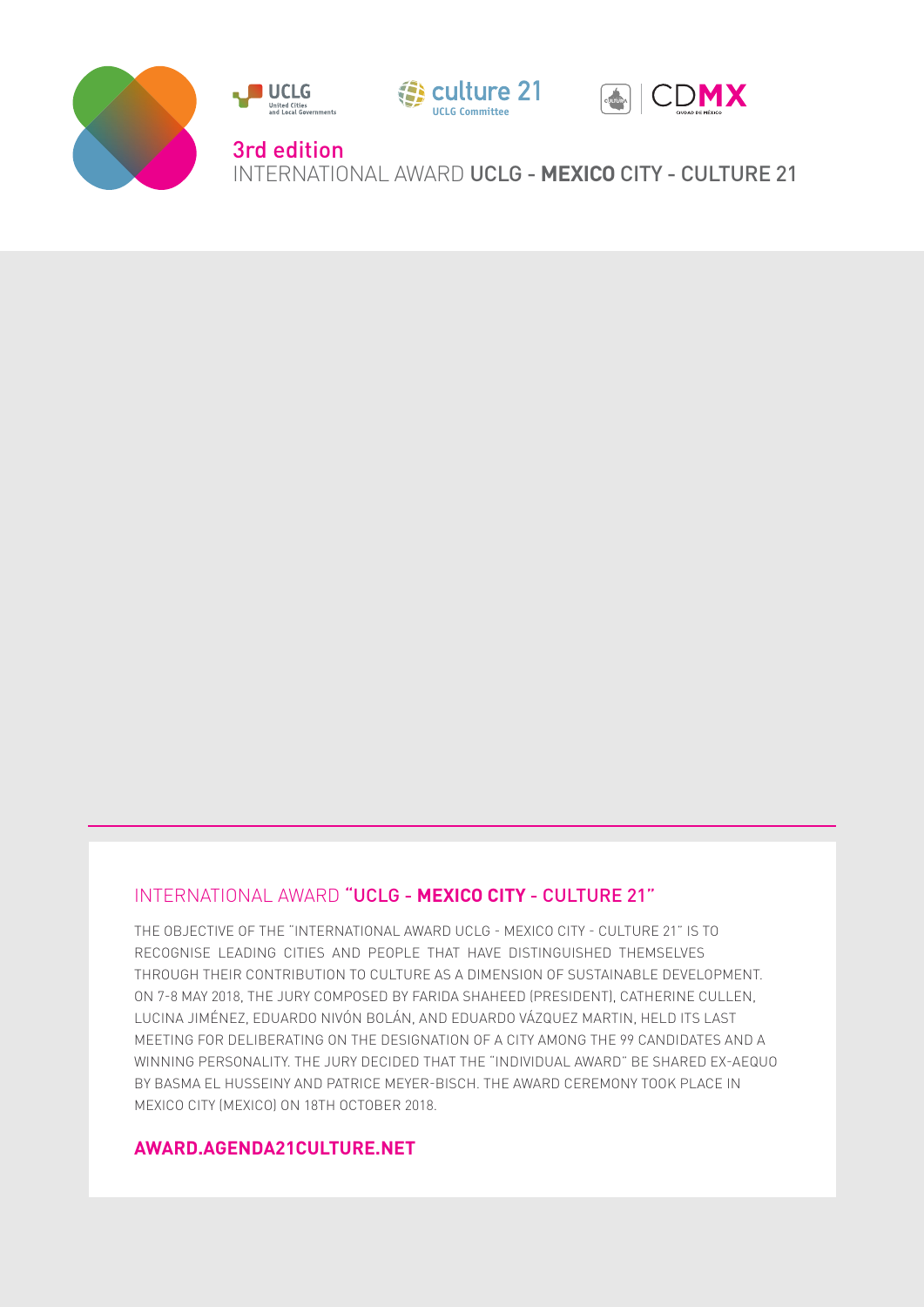3rd edition

INTERNATIONAL AWARD **UCLG - MEXICO CITY - CULTURE 21**

## INTERNATIONAL AWARD **"UCLG - MEXICO CITY - CULTURE 21"**

THE OBJECTIVE OF THE "INTERNATIONAL AWARD UCLG - MEXICO CITY - CULTURE 21" IS TO RECOGNISE LEADING CITIES AND PEOPLE THAT HAVE DISTINGUISHED THEMSELVES THROUGH THEIR CONTRIBUTION TO CULTURE AS A DIMENSION OF SUSTAINABLE DEVELOPMENT. ON 7-8 MAY 2018, THE JURY COMPOSED BY FARIDA SHAHEED (PRESIDENT), CATHERINE CULLEN, LUCINA JIMÉNEZ, EDUARDO NIVÓN BOLÁN, AND EDUARDO VÁZQUEZ MARTIN, HELD ITS LAST MEETING FOR DELIBERATING ON THE DESIGNATION OF A CITY AMONG THE 99 CANDIDATES AND A WINNING PERSONALITY. THE JURY DECIDED THAT THE "INDIVIDUAL AWARD" BE SHARED EX-AEQUO BY BASMA EL HUSSEINY AND PATRICE MEYER-BISCH. THE AWARD CEREMONY TOOK PLACE IN MEXICO CITY (MEXICO) ON 18TH OCTOBER 2018.

**AWARD.AGENDA21CULTURE.NET**